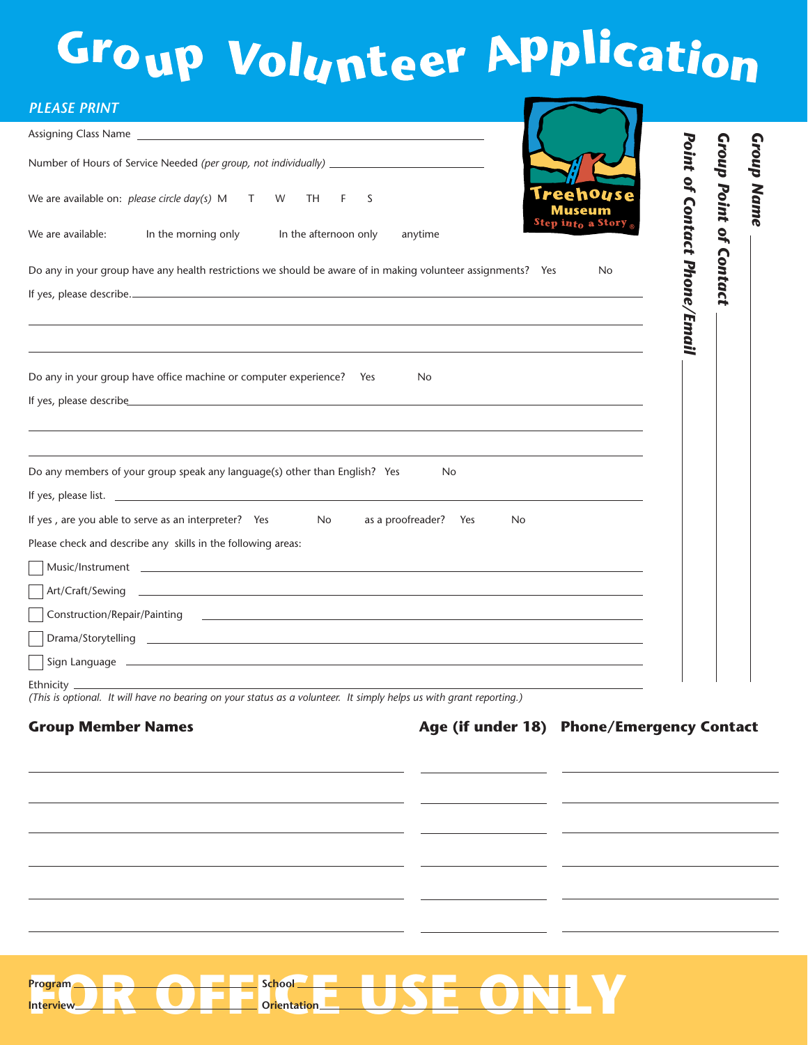# Group Volunteer Application

*PLEASE PRINT*

Treehouse Museum
Step into a Story

Assigning Class Name ______________________________

Number of Hours of Service Needed *(per group, not individually)* ______________________________

We are available on: *please circle day(s)* M T W TH F S

We are available: In the morning only In the afternoon only anytime

Do any in your group have any health restrictions we should be aware of in making volunteer assignments? Yes No

If yes, please describe. ______________________________

______________________________

______________________________

Do any in your group have office machine or computer experience? Yes No

If yes, please describe ______________________________

______________________________

______________________________

Do any members of your group speak any language(s) other than English? Yes No

If yes, please list. ______________________________

If yes , are you able to serve as an interpreter? Yes No as a proofreader? Yes No

Please check and describe any skills in the following areas:

- [ ] Music/Instrument ______________________________
- [ ] Art/Craft/Sewing ______________________________
- [ ] Construction/Repair/Painting ______________________________
- [ ] Drama/Storytelling ______________________________
- [ ] Sign Language ______________________________

Ethnicity ______________________________
*(This is optional. It will have no bearing on your status as a volunteer. It simply helps us with grant reporting.)*

***Group Name*** ______________________________

***Group Point of Contact*** ______________________________

***Point of Contact Phone/Email*** ______________________________

| Group Member Names | Age (if under 18) | Phone/Emergency Contact |
| --- | --- | --- |
| | | |
| | | |
| | | |
| | | |
| | | |
| | | |

**FOR OFFICE USE ONLY**

**Program** ______________ **School** ______________

**Interview** ______________ **Orientation** ______________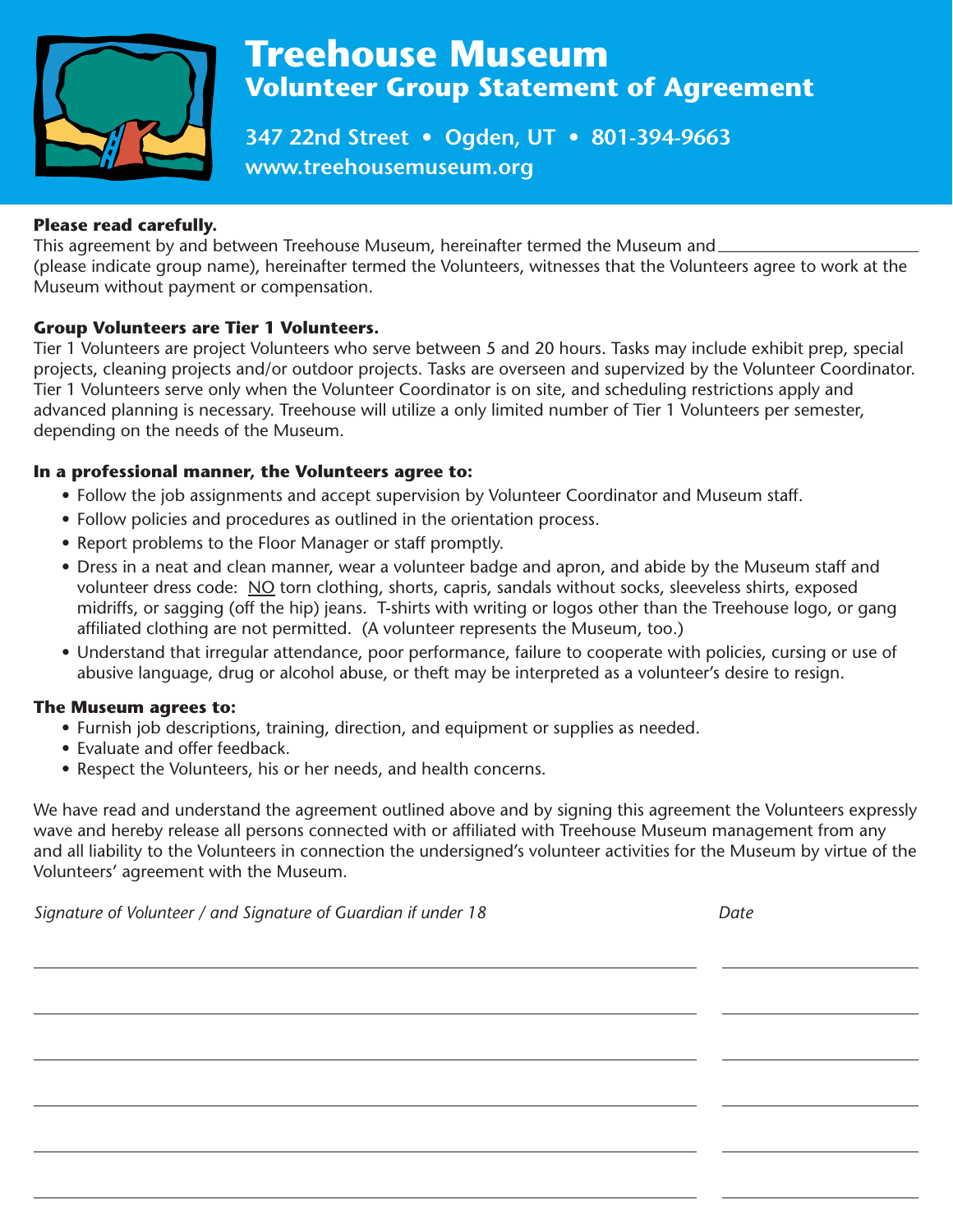# Treehouse Museum

## Volunteer Group Statement of Agreement

**347 22nd Street • Ogden, UT • 801-394-9663**
**www.treehousemuseum.org**

**Please read carefully.**

This agreement by and between Treehouse Museum, hereinafter termed the Museum and ______________________ (please indicate group name), hereinafter termed the Volunteers, witnesses that the Volunteers agree to work at the Museum without payment or compensation.

**Group Volunteers are Tier 1 Volunteers.**

Tier 1 Volunteers are project Volunteers who serve between 5 and 20 hours. Tasks may include exhibit prep, special projects, cleaning projects and/or outdoor projects. Tasks are overseen and supervized by the Volunteer Coordinator. Tier 1 Volunteers serve only when the Volunteer Coordinator is on site, and scheduling restrictions apply and advanced planning is necessary. Treehouse will utilize a only limited number of Tier 1 Volunteers per semester, depending on the needs of the Museum.

**In a professional manner, the Volunteers agree to:**

- Follow the job assignments and accept supervision by Volunteer Coordinator and Museum staff.
- Follow policies and procedures as outlined in the orientation process.
- Report problems to the Floor Manager or staff promptly.
- Dress in a neat and clean manner, wear a volunteer badge and apron, and abide by the Museum staff and volunteer dress code: <u>NO</u> torn clothing, shorts, capris, sandals without socks, sleeveless shirts, exposed midriffs, or sagging (off the hip) jeans. T-shirts with writing or logos other than the Treehouse logo, or gang affiliated clothing are not permitted. (A volunteer represents the Museum, too.)
- Understand that irregular attendance, poor performance, failure to cooperate with policies, cursing or use of abusive language, drug or alcohol abuse, or theft may be interpreted as a volunteer's desire to resign.

**The Museum agrees to:**

- Furnish job descriptions, training, direction, and equipment or supplies as needed.
- Evaluate and offer feedback.
- Respect the Volunteers, his or her needs, and health concerns.

We have read and understand the agreement outlined above and by signing this agreement the Volunteers expressly wave and hereby release all persons connected with or affiliated with Treehouse Museum management from any and all liability to the Volunteers in connection the undersigned's volunteer activities for the Museum by virtue of the Volunteers' agreement with the Museum.

| *Signature of Volunteer / and Signature of Guardian if under 18* | *Date* |
|---|---|
| | |
| | |
| | |
| | |
| | |
| | |